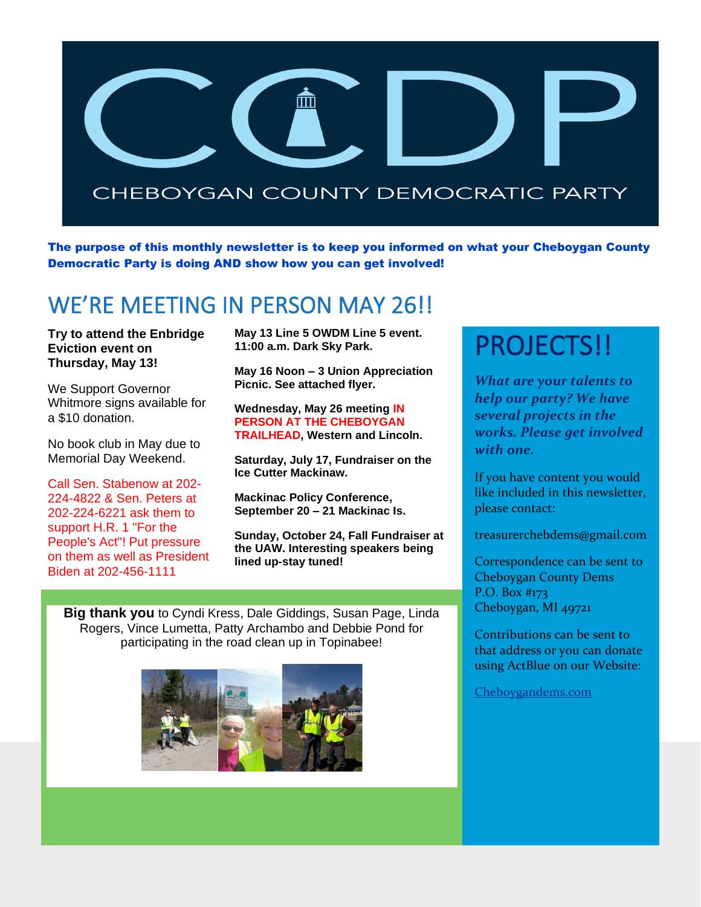# CCDP

CHEBOYGAN COUNTY DEMOCRATIC PARTY

**The purpose of this monthly newsletter is to keep you informed on what your Cheboygan County Democratic Party is doing AND show how you can get involved!**

## WE'RE MEETING IN PERSON MAY 26!!

**Try to attend the Enbridge Eviction event on Thursday, May 13!**

We Support Governor Whitmore signs available for a $10 donation.

No book club in May due to Memorial Day Weekend.

Call Sen. Stabenow at 202-224-4822 & Sen. Peters at 202-224-6221 ask them to support H.R. 1 "For the People's Act"! Put pressure on them as well as President Biden at 202-456-1111

**May 13 Line 5 OWDM Line 5 event. 11:00 a.m. Dark Sky Park.**

**May 16 Noon – 3 Union Appreciation Picnic. See attached flyer.**

**Wednesday, May 26 meeting IN PERSON AT THE CHEBOYGAN TRAILHEAD, Western and Lincoln.**

**Saturday, July 17, Fundraiser on the Ice Cutter Mackinaw.**

**Mackinac Policy Conference, September 20 – 21 Mackinac Is.**

**Sunday, October 24, Fall Fundraiser at the UAW. Interesting speakers being lined up-stay tuned!**

**Big thank you** to Cyndi Kress, Dale Giddings, Susan Page, Linda Rogers, Vince Lumetta, Patty Archambo and Debbie Pond for participating in the road clean up in Topinabee!

## PROJECTS!!

***What are your talents to help our party? We have several projects in the works. Please get involved with one.***

If you have content you would like included in this newsletter, please contact:

treasurerchebdems@gmail.com

Correspondence can be sent to Cheboygan County Dems
P.O. Box #173
Cheboygan, MI 49721

Contributions can be sent to that address or you can donate using ActBlue on our Website:

Cheboygandems.com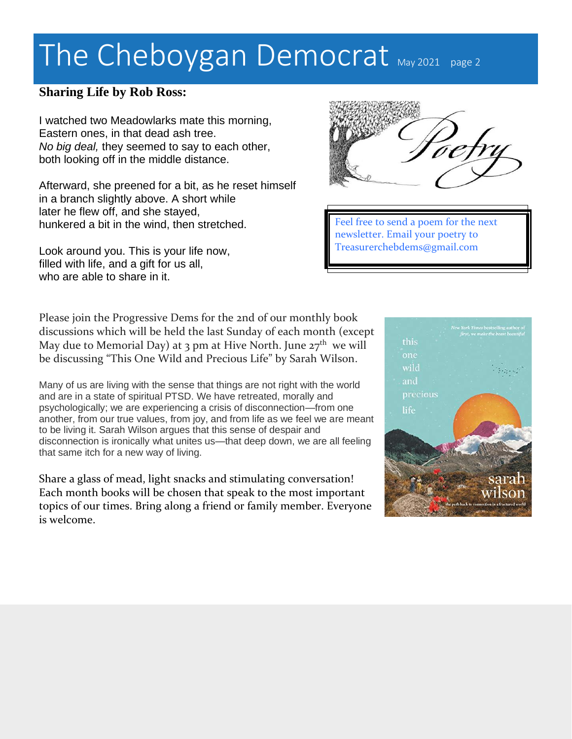## Sharing Life by Rob Ross:

I watched two Meadowlarks mate this morning,
Eastern ones, in that dead ash tree.
*No big deal,* they seemed to say to each other,
both looking off in the middle distance.

Afterward, she preened for a bit, as he reset himself
in a branch slightly above. A short while
later he flew off, and she stayed,
hunkered a bit in the wind, then stretched.

Look around you. This is your life now,
filled with life, and a gift for us all,
who are able to share in it.

Feel free to send a poem for the next newsletter. Email your poetry to Treasurerchebdems@gmail.com

Please join the Progressive Dems for the 2nd of our monthly book discussions which will be held the last Sunday of each month (except May due to Memorial Day) at 3 pm at Hive North. June 27th we will be discussing "This One Wild and Precious Life" by Sarah Wilson.

Many of us are living with the sense that things are not right with the world and are in a state of spiritual PTSD. We have retreated, morally and psychologically; we are experiencing a crisis of disconnection—from one another, from our true values, from joy, and from life as we feel we are meant to be living it. Sarah Wilson argues that this sense of despair and disconnection is ironically what unites us—that deep down, we are all feeling that same itch for a new way of living.

Share a glass of mead, light snacks and stimulating conversation! Each month books will be chosen that speak to the most important topics of our times. Bring along a friend or family member. Everyone is welcome.